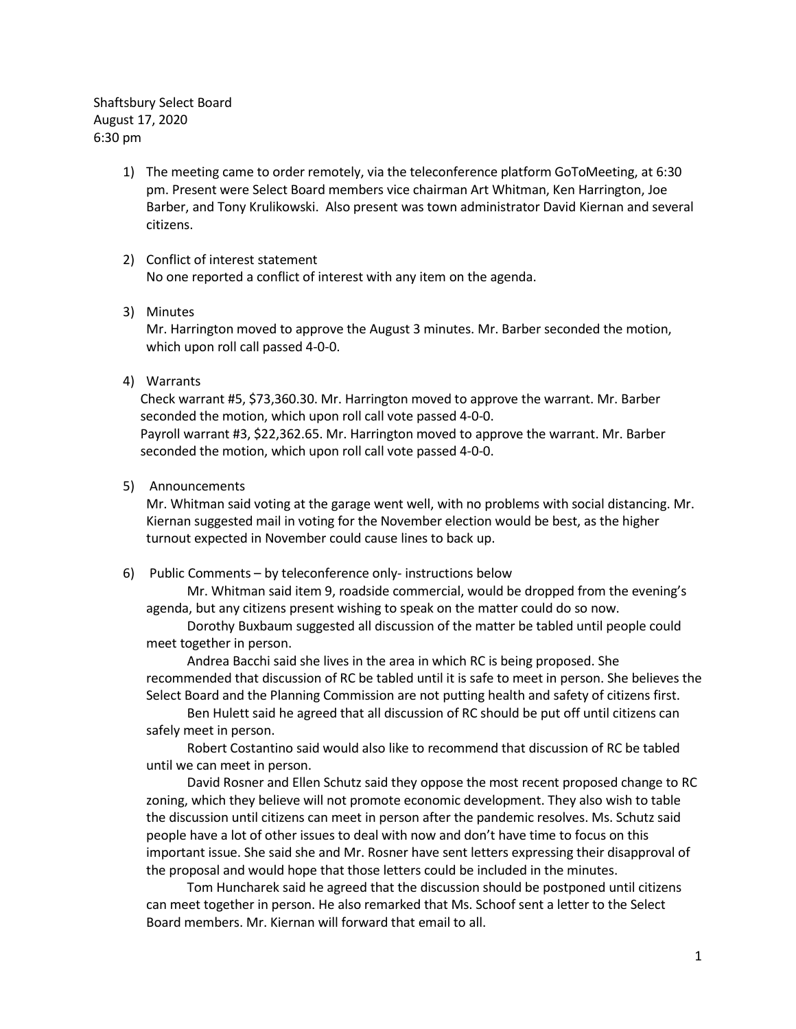Shaftsbury Select Board
August 17, 2020
6:30 pm

1) The meeting came to order remotely, via the teleconference platform GoToMeeting, at 6:30 pm. Present were Select Board members vice chairman Art Whitman, Ken Harrington, Joe Barber, and Tony Krulikowski. Also present was town administrator David Kiernan and several citizens.

2) Conflict of interest statement
No one reported a conflict of interest with any item on the agenda.

3) Minutes
Mr. Harrington moved to approve the August 3 minutes. Mr. Barber seconded the motion, which upon roll call passed 4-0-0.

4) Warrants
Check warrant #5, $73,360.30. Mr. Harrington moved to approve the warrant. Mr. Barber seconded the motion, which upon roll call vote passed 4-0-0.
Payroll warrant #3, $22,362.65. Mr. Harrington moved to approve the warrant. Mr. Barber seconded the motion, which upon roll call vote passed 4-0-0.

5) Announcements
Mr. Whitman said voting at the garage went well, with no problems with social distancing. Mr. Kiernan suggested mail in voting for the November election would be best, as the higher turnout expected in November could cause lines to back up.

6) Public Comments – by teleconference only- instructions below
Mr. Whitman said item 9, roadside commercial, would be dropped from the evening's agenda, but any citizens present wishing to speak on the matter could do so now.
Dorothy Buxbaum suggested all discussion of the matter be tabled until people could meet together in person.
Andrea Bacchi said she lives in the area in which RC is being proposed. She recommended that discussion of RC be tabled until it is safe to meet in person. She believes the Select Board and the Planning Commission are not putting health and safety of citizens first.
Ben Hulett said he agreed that all discussion of RC should be put off until citizens can safely meet in person.
Robert Costantino said would also like to recommend that discussion of RC be tabled until we can meet in person.
David Rosner and Ellen Schutz said they oppose the most recent proposed change to RC zoning, which they believe will not promote economic development. They also wish to table the discussion until citizens can meet in person after the pandemic resolves. Ms. Schutz said people have a lot of other issues to deal with now and don't have time to focus on this important issue. She said she and Mr. Rosner have sent letters expressing their disapproval of the proposal and would hope that those letters could be included in the minutes.
Tom Huncharek said he agreed that the discussion should be postponed until citizens can meet together in person. He also remarked that Ms. Schoof sent a letter to the Select Board members. Mr. Kiernan will forward that email to all.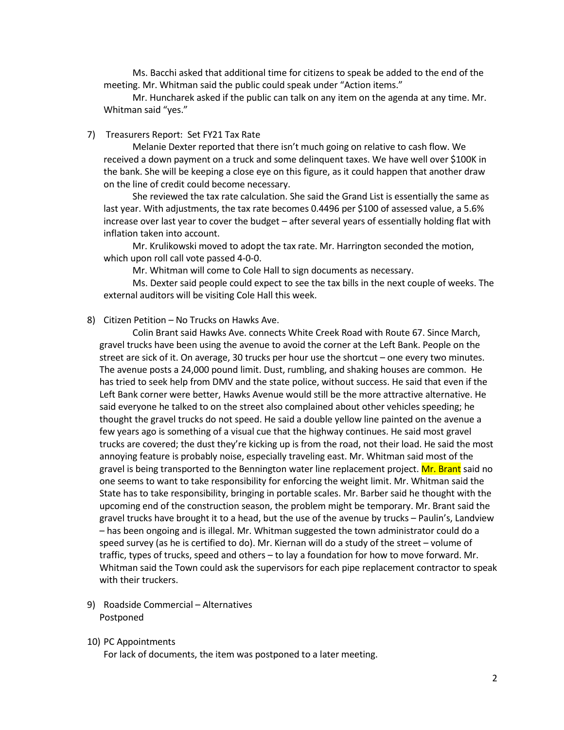Ms. Bacchi asked that additional time for citizens to speak be added to the end of the meeting. Mr. Whitman said the public could speak under "Action items."

Mr. Huncharek asked if the public can talk on any item on the agenda at any time. Mr. Whitman said "yes."

7) Treasurers Report: Set FY21 Tax Rate

Melanie Dexter reported that there isn't much going on relative to cash flow. We received a down payment on a truck and some delinquent taxes. We have well over $100K in the bank. She will be keeping a close eye on this figure, as it could happen that another draw on the line of credit could become necessary.

She reviewed the tax rate calculation. She said the Grand List is essentially the same as last year. With adjustments, the tax rate becomes 0.4496 per $100 of assessed value, a 5.6% increase over last year to cover the budget – after several years of essentially holding flat with inflation taken into account.

Mr. Krulikowski moved to adopt the tax rate. Mr. Harrington seconded the motion, which upon roll call vote passed 4-0-0.

Mr. Whitman will come to Cole Hall to sign documents as necessary.

Ms. Dexter said people could expect to see the tax bills in the next couple of weeks. The external auditors will be visiting Cole Hall this week.

8) Citizen Petition – No Trucks on Hawks Ave.

Colin Brant said Hawks Ave. connects White Creek Road with Route 67. Since March, gravel trucks have been using the avenue to avoid the corner at the Left Bank. People on the street are sick of it. On average, 30 trucks per hour use the shortcut – one every two minutes. The avenue posts a 24,000 pound limit. Dust, rumbling, and shaking houses are common. He has tried to seek help from DMV and the state police, without success. He said that even if the Left Bank corner were better, Hawks Avenue would still be the more attractive alternative. He said everyone he talked to on the street also complained about other vehicles speeding; he thought the gravel trucks do not speed. He said a double yellow line painted on the avenue a few years ago is something of a visual cue that the highway continues. He said most gravel trucks are covered; the dust they're kicking up is from the road, not their load. He said the most annoying feature is probably noise, especially traveling east. Mr. Whitman said most of the gravel is being transported to the Bennington water line replacement project. Mr. Brant said no one seems to want to take responsibility for enforcing the weight limit. Mr. Whitman said the State has to take responsibility, bringing in portable scales. Mr. Barber said he thought with the upcoming end of the construction season, the problem might be temporary. Mr. Brant said the gravel trucks have brought it to a head, but the use of the avenue by trucks – Paulin's, Landview – has been ongoing and is illegal. Mr. Whitman suggested the town administrator could do a speed survey (as he is certified to do). Mr. Kiernan will do a study of the street – volume of traffic, types of trucks, speed and others – to lay a foundation for how to move forward. Mr. Whitman said the Town could ask the supervisors for each pipe replacement contractor to speak with their truckers.

9) Roadside Commercial – Alternatives

Postponed

10) PC Appointments

For lack of documents, the item was postponed to a later meeting.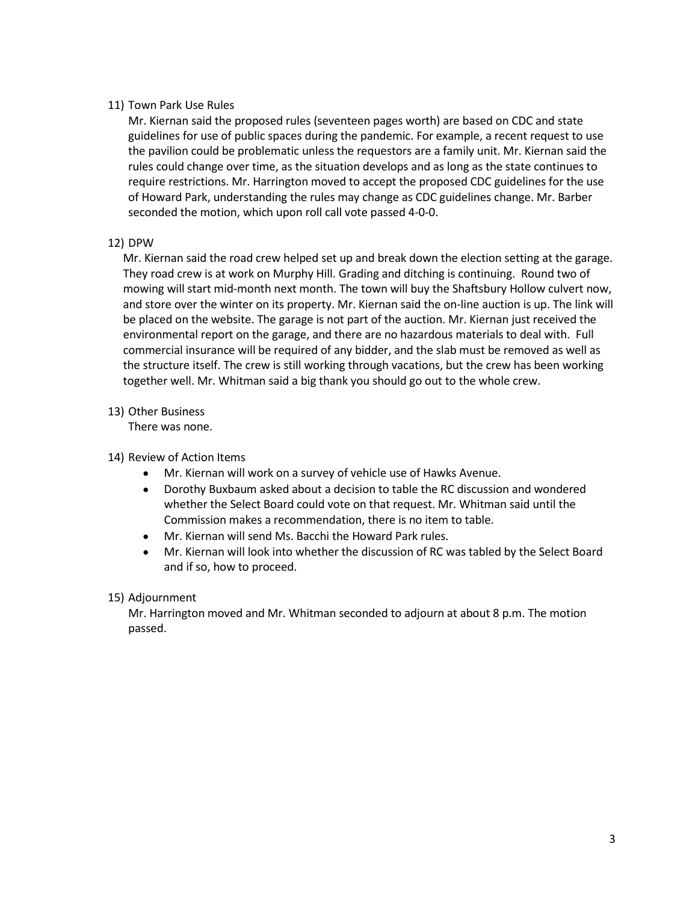11) Town Park Use Rules

Mr. Kiernan said the proposed rules (seventeen pages worth) are based on CDC and state guidelines for use of public spaces during the pandemic. For example, a recent request to use the pavilion could be problematic unless the requestors are a family unit. Mr. Kiernan said the rules could change over time, as the situation develops and as long as the state continues to require restrictions. Mr. Harrington moved to accept the proposed CDC guidelines for the use of Howard Park, understanding the rules may change as CDC guidelines change. Mr. Barber seconded the motion, which upon roll call vote passed 4-0-0.

12) DPW

Mr. Kiernan said the road crew helped set up and break down the election setting at the garage. They road crew is at work on Murphy Hill. Grading and ditching is continuing. Round two of mowing will start mid-month next month. The town will buy the Shaftsbury Hollow culvert now, and store over the winter on its property. Mr. Kiernan said the on-line auction is up. The link will be placed on the website. The garage is not part of the auction. Mr. Kiernan just received the environmental report on the garage, and there are no hazardous materials to deal with. Full commercial insurance will be required of any bidder, and the slab must be removed as well as the structure itself. The crew is still working through vacations, but the crew has been working together well. Mr. Whitman said a big thank you should go out to the whole crew.

13) Other Business

There was none.

14) Review of Action Items

- Mr. Kiernan will work on a survey of vehicle use of Hawks Avenue.
- Dorothy Buxbaum asked about a decision to table the RC discussion and wondered whether the Select Board could vote on that request. Mr. Whitman said until the Commission makes a recommendation, there is no item to table.
- Mr. Kiernan will send Ms. Bacchi the Howard Park rules.
- Mr. Kiernan will look into whether the discussion of RC was tabled by the Select Board and if so, how to proceed.

15) Adjournment

Mr. Harrington moved and Mr. Whitman seconded to adjourn at about 8 p.m. The motion passed.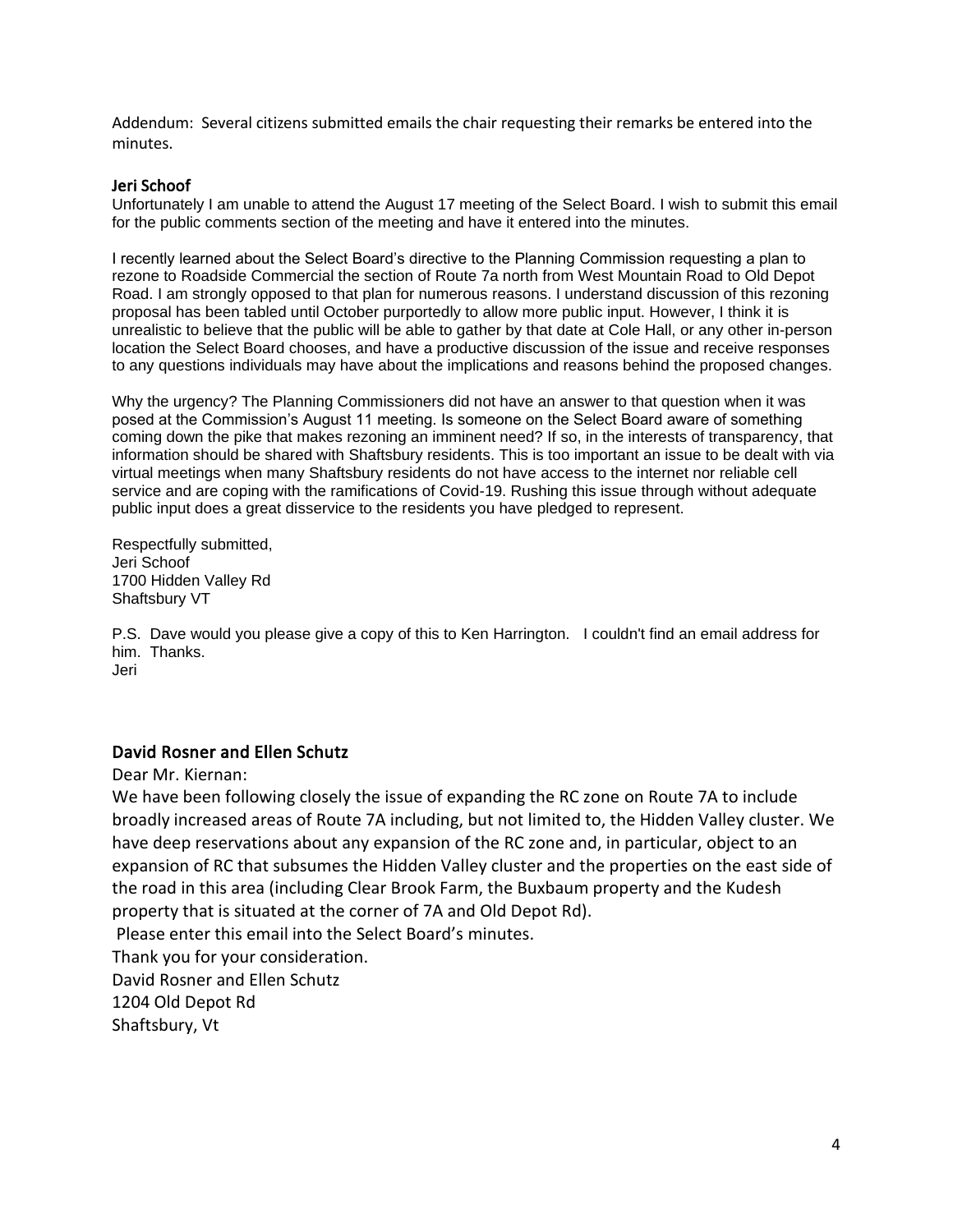Addendum: Several citizens submitted emails the chair requesting their remarks be entered into the minutes.

### Jeri Schoof

Unfortunately I am unable to attend the August 17 meeting of the Select Board. I wish to submit this email for the public comments section of the meeting and have it entered into the minutes.

I recently learned about the Select Board's directive to the Planning Commission requesting a plan to rezone to Roadside Commercial the section of Route 7a north from West Mountain Road to Old Depot Road. I am strongly opposed to that plan for numerous reasons. I understand discussion of this rezoning proposal has been tabled until October purportedly to allow more public input. However, I think it is unrealistic to believe that the public will be able to gather by that date at Cole Hall, or any other in-person location the Select Board chooses, and have a productive discussion of the issue and receive responses to any questions individuals may have about the implications and reasons behind the proposed changes.

Why the urgency? The Planning Commissioners did not have an answer to that question when it was posed at the Commission's August 11 meeting. Is someone on the Select Board aware of something coming down the pike that makes rezoning an imminent need? If so, in the interests of transparency, that information should be shared with Shaftsbury residents. This is too important an issue to be dealt with via virtual meetings when many Shaftsbury residents do not have access to the internet nor reliable cell service and are coping with the ramifications of Covid-19. Rushing this issue through without adequate public input does a great disservice to the residents you have pledged to represent.

Respectfully submitted,
Jeri Schoof
1700 Hidden Valley Rd
Shaftsbury VT

P.S. Dave would you please give a copy of this to Ken Harrington. I couldn't find an email address for him. Thanks.
Jeri

### David Rosner and Ellen Schutz

Dear Mr. Kiernan:

We have been following closely the issue of expanding the RC zone on Route 7A to include broadly increased areas of Route 7A including, but not limited to, the Hidden Valley cluster. We have deep reservations about any expansion of the RC zone and, in particular, object to an expansion of RC that subsumes the Hidden Valley cluster and the properties on the east side of the road in this area (including Clear Brook Farm, the Buxbaum property and the Kudesh property that is situated at the corner of 7A and Old Depot Rd).

Please enter this email into the Select Board's minutes.

Thank you for your consideration.

David Rosner and Ellen Schutz
1204 Old Depot Rd
Shaftsbury, Vt